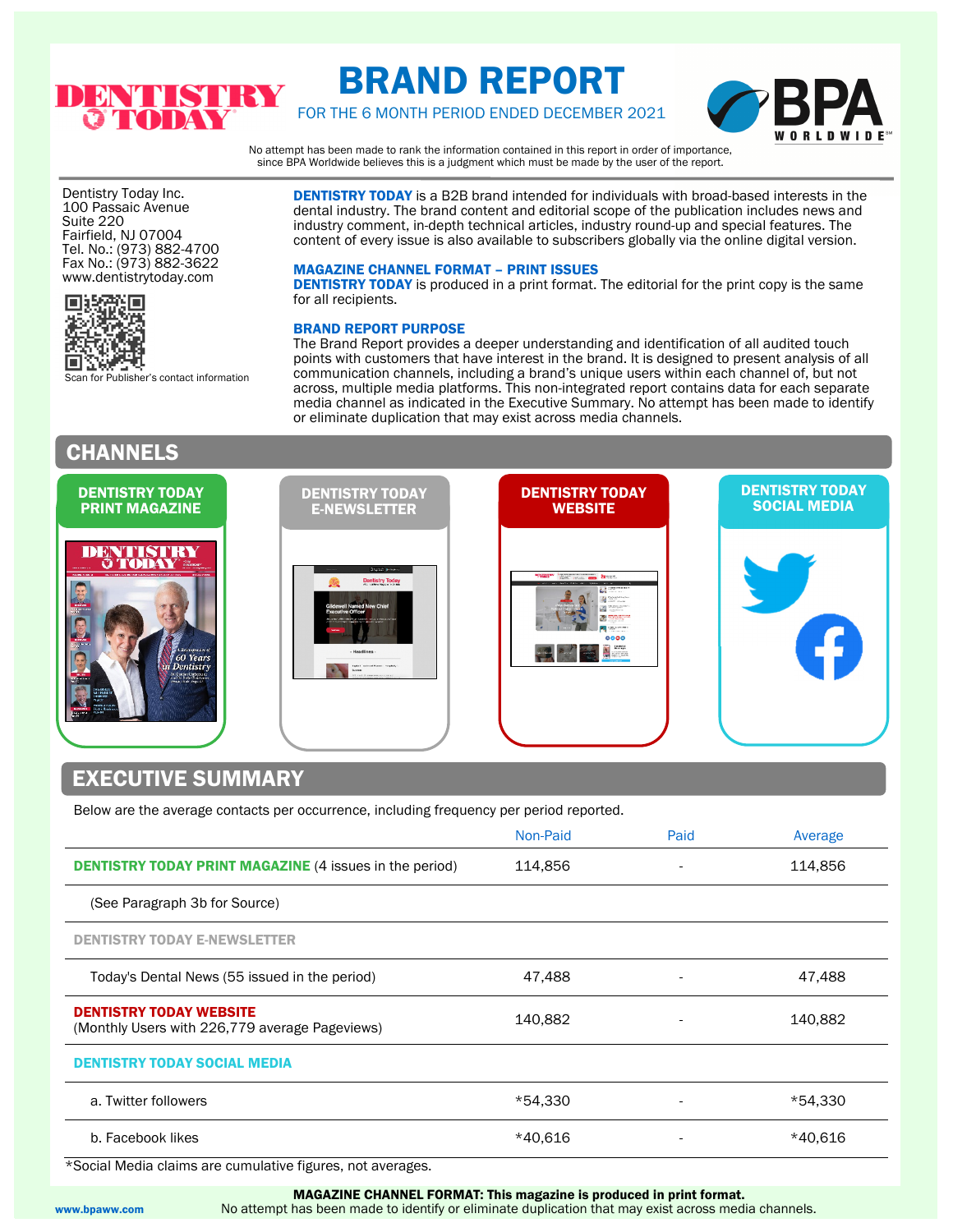# BRAND REPORT

FOR THE 6 MONTH PERIOD ENDED DECEMBER 2021

No attempt has been made to rank the information contained in this report in order of importance, since BPA Worldwide believes this is a judgment which must be made by the user of the report.

Dentistry Today Inc.
100 Passaic Avenue
Suite 220
Fairfield, NJ 07004
Tel. No.: (973) 882-4700
Fax No.: (973) 882-3622
www.dentistrytoday.com

Scan for Publisher's contact information

**DENTISTRY TODAY** is a B2B brand intended for individuals with broad-based interests in the dental industry. The brand content and editorial scope of the publication includes news and industry comment, in-depth technical articles, industry round-up and special features. The content of every issue is also available to subscribers globally via the online digital version.

### MAGAZINE CHANNEL FORMAT – PRINT ISSUES

**DENTISTRY TODAY** is produced in a print format. The editorial for the print copy is the same for all recipients.

### BRAND REPORT PURPOSE

The Brand Report provides a deeper understanding and identification of all audited touch points with customers that have interest in the brand. It is designed to present analysis of all communication channels, including a brand's unique users within each channel of, but not across, multiple media platforms. This non-integrated report contains data for each separate media channel as indicated in the Executive Summary. No attempt has been made to identify or eliminate duplication that may exist across media channels.

## CHANNELS

- DENTISTRY TODAY PRINT MAGAZINE
- DENTISTRY TODAY E-NEWSLETTER
- DENTISTRY TODAY WEBSITE
- DENTISTRY TODAY SOCIAL MEDIA

## EXECUTIVE SUMMARY

Below are the average contacts per occurrence, including frequency per period reported.

| | Non-Paid | Paid | Average |
|---|---|---|---|
| **DENTISTRY TODAY PRINT MAGAZINE** (4 issues in the period) | 114,856 | - | 114,856 |
| (See Paragraph 3b for Source) | | | |
| **DENTISTRY TODAY E-NEWSLETTER** | | | |
| Today's Dental News (55 issued in the period) | 47,488 | - | 47,488 |
| **DENTISTRY TODAY WEBSITE** (Monthly Users with 226,779 average Pageviews) | 140,882 | - | 140,882 |
| **DENTISTRY TODAY SOCIAL MEDIA** | | | |
| a. Twitter followers | *54,330 | - | *54,330 |
| b. Facebook likes | *40,616 | - | *40,616 |

*Social Media claims are cumulative figures, not averages.

**MAGAZINE CHANNEL FORMAT: This magazine is produced in print format.**
No attempt has been made to identify or eliminate duplication that may exist across media channels.

www.bpaww.com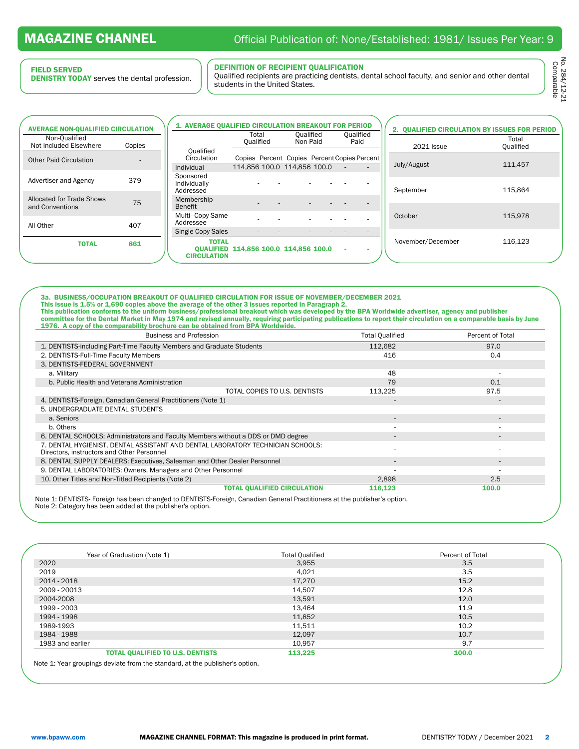# MAGAZINE CHANNEL

Official Publication of: None/Established: 1981/ Issues Per Year: 9

No. 284/12-21 Comparable

### FIELD SERVED

**DENISTRY TODAY** serves the dental profession.

### DEFINITION OF RECIPIENT QUALIFICATION

Qualified recipients are practicing dentists, dental school faculty, and senior and other dental students in the United States.

### AVERAGE NON-QUALIFIED CIRCULATION

| Non-Qualified Not Included Elsewhere | Copies |
|---|---|
| Other Paid Circulation | - |
| Advertiser and Agency | 379 |
| Allocated for Trade Shows and Conventions | 75 |
| All Other | 407 |
| **TOTAL** | **861** |

### 1. AVERAGE QUALIFIED CIRCULATION BREAKOUT FOR PERIOD

| Qualified Circulation | Total Qualified | | Qualified Non-Paid | | Qualified Paid | |
|---|---|---|---|---|---|---|
| | Copies | Percent | Copies | Percent | Copies | Percent |
| Individual | 114,856 | 100.0 | 114,856 | 100.0 | - | - |
| Sponsored Individually Addressed | - | - | - | - | - | - |
| Membership Benefit | - | - | - | - | - | - |
| Multi-Copy Same Addressee | - | - | - | - | - | - |
| Single Copy Sales | - | - | - | - | - | - |
| **TOTAL QUALIFIED CIRCULATION** | **114,856** | **100.0** | **114,856** | **100.0** | **-** | **-** |

### 2. QUALIFIED CIRCULATION BY ISSUES FOR PERIOD

| 2021 Issue | Total Qualified |
|---|---|
| July/August | 111,457 |
| September | 115,864 |
| October | 115,978 |
| November/December | 116,123 |

### 3a. BUSINESS/OCCUPATION BREAKOUT OF QUALIFIED CIRCULATION FOR ISSUE OF NOVEMBER/DECEMBER 2021

**This issue is 1.5% or 1,690 copies above the average of the other 3 issues reported in Paragraph 2.**

**This publication conforms to the uniform business/professional breakout which was developed by the BPA Worldwide advertiser, agency and publisher committee for the Dental Market in May 1974 and revised annually, requiring participating publications to report their circulation on a comparable basis by June 1976. A copy of the comparability brochure can be obtained from BPA Worldwide.**

| Business and Profession | Total Qualified | Percent of Total |
|---|---|---|
| 1. DENTISTS-including Part-Time Faculty Members and Graduate Students | 112,682 | 97.0 |
| 2. DENTISTS-Full-Time Faculty Members | 416 | 0.4 |
| 3. DENTISTS-FEDERAL GOVERNMENT | | |
| a. Military | 48 | - |
| b. Public Health and Veterans Administration | 79 | 0.1 |
| TOTAL COPIES TO U.S. DENTISTS | 113,225 | 97.5 |
| 4. DENTISTS-Foreign, Canadian General Practitioners (Note 1) | - | - |
| 5. UNDERGRADUATE DENTAL STUDENTS | | |
| a. Seniors | - | - |
| b. Others | - | - |
| 6. DENTAL SCHOOLS: Administrators and Faculty Members without a DDS or DMD degree | - | - |
| 7. DENTAL HYGIENIST, DENTAL ASSISTANT AND DENTAL LABORATORY TECHNICIAN SCHOOLS: Directors, instructors and Other Personnel | - | - |
| 8. DENTAL SUPPLY DEALERS: Executives, Salesman and Other Dealer Personnel | - | - |
| 9. DENTAL LABORATORIES: Owners, Managers and Other Personnel | - | - |
| 10. Other Titles and Non-Titled Recipients (Note 2) | 2,898 | 2.5 |
| **TOTAL QUALIFIED CIRCULATION** | **116,123** | **100.0** |

Note 1: DENTISTS- Foreign has been changed to DENTISTS-Foreign, Canadian General Practitioners at the publisher's option.
Note 2: Category has been added at the publisher's option.

| Year of Graduation (Note 1) | Total Qualified | Percent of Total |
|---|---|---|
| 2020 | 3,955 | 3.5 |
| 2019 | 4,021 | 3.5 |
| 2014 - 2018 | 17,270 | 15.2 |
| 2009 - 20013 | 14,507 | 12.8 |
| 2004-2008 | 13,591 | 12.0 |
| 1999 - 2003 | 13,464 | 11.9 |
| 1994 - 1998 | 11,852 | 10.5 |
| 1989-1993 | 11,511 | 10.2 |
| 1984 - 1988 | 12,097 | 10.7 |
| 1983 and earlier | 10,957 | 9.7 |
| **TOTAL QUALIFIED TO U.S. DENTISTS** | **113,225** | **100.0** |

Note 1: Year groupings deviate from the standard, at the publisher's option.

www.bpaww.com

**MAGAZINE CHANNEL FORMAT: This magazine is produced in print format.**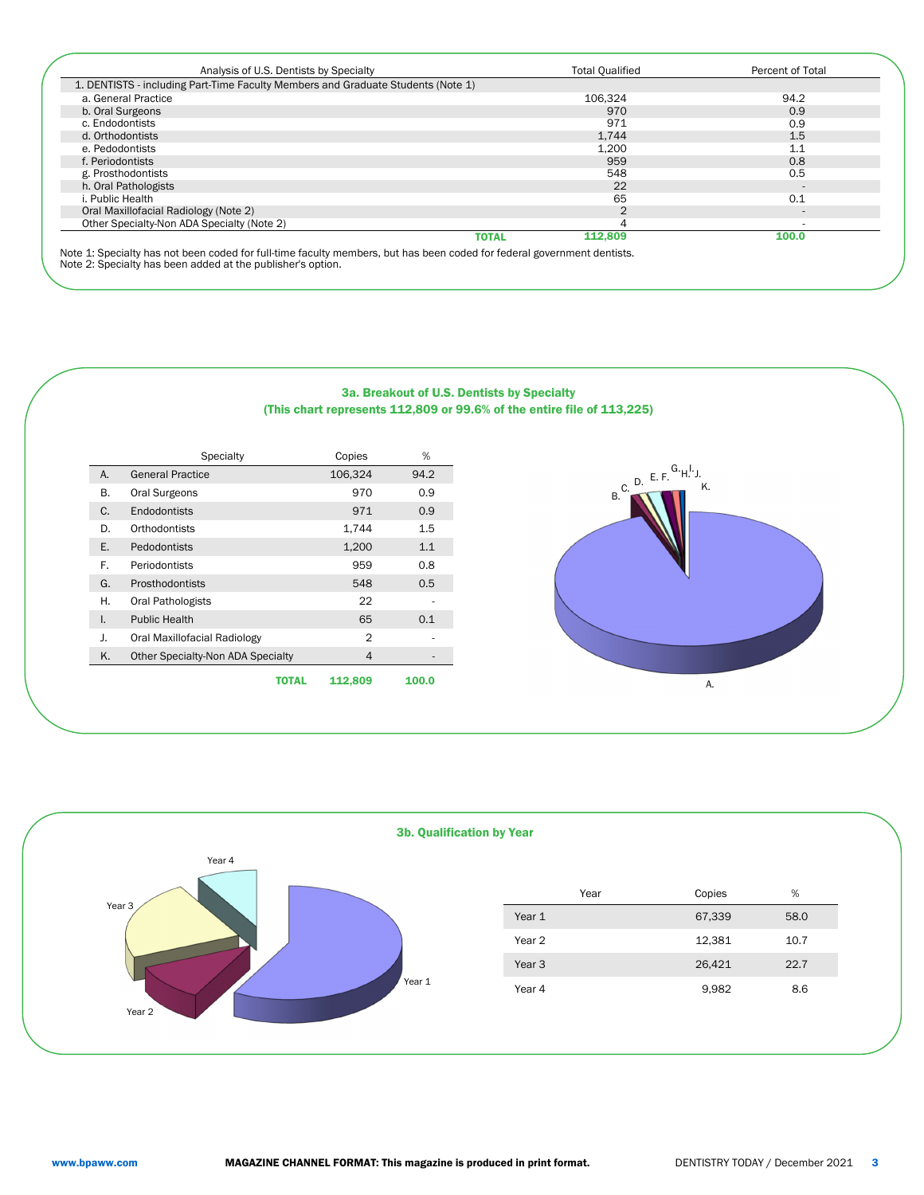| Analysis of U.S. Dentists by Specialty | Total Qualified | Percent of Total |
|---|---|---|
| 1. DENTISTS - including Part-Time Faculty Members and Graduate Students (Note 1) | | |
| a. General Practice | 106,324 | 94.2 |
| b. Oral Surgeons | 970 | 0.9 |
| c. Endodontists | 971 | 0.9 |
| d. Orthodontists | 1,744 | 1.5 |
| e. Pedodontists | 1,200 | 1.1 |
| f. Periodontists | 959 | 0.8 |
| g. Prosthodontists | 548 | 0.5 |
| h. Oral Pathologists | 22 | - |
| i. Public Health | 65 | 0.1 |
| Oral Maxillofacial Radiology (Note 2) | 2 | - |
| Other Specialty-Non ADA Specialty (Note 2) | 4 | - |
| **TOTAL** | **112,809** | **100.0** |

Note 1: Specialty has not been coded for full-time faculty members, but has been coded for federal government dentists.
Note 2: Specialty has been added at the publisher's option.

## 3a. Breakout of U.S. Dentists by Specialty
**(This chart represents 112,809 or 99.6% of the entire file of 113,225)**

| | Specialty | Copies | % |
|---|---|---|---|
| A. | General Practice | 106,324 | 94.2 |
| B. | Oral Surgeons | 970 | 0.9 |
| C. | Endodontists | 971 | 0.9 |
| D. | Orthodontists | 1,744 | 1.5 |
| E. | Pedodontists | 1,200 | 1.1 |
| F. | Periodontists | 959 | 0.8 |
| G. | Prosthodontists | 548 | 0.5 |
| H. | Oral Pathologists | 22 | - |
| I. | Public Health | 65 | 0.1 |
| J. | Oral Maxillofacial Radiology | 2 | - |
| K. | Other Specialty-Non ADA Specialty | 4 | - |
| | **TOTAL** | **112,809** | **100.0** |

## 3b. Qualification by Year

| Year | Copies | % |
|---|---|---|
| Year 1 | 67,339 | 58.0 |
| Year 2 | 12,381 | 10.7 |
| Year 3 | 26,421 | 22.7 |
| Year 4 | 9,982 | 8.6 |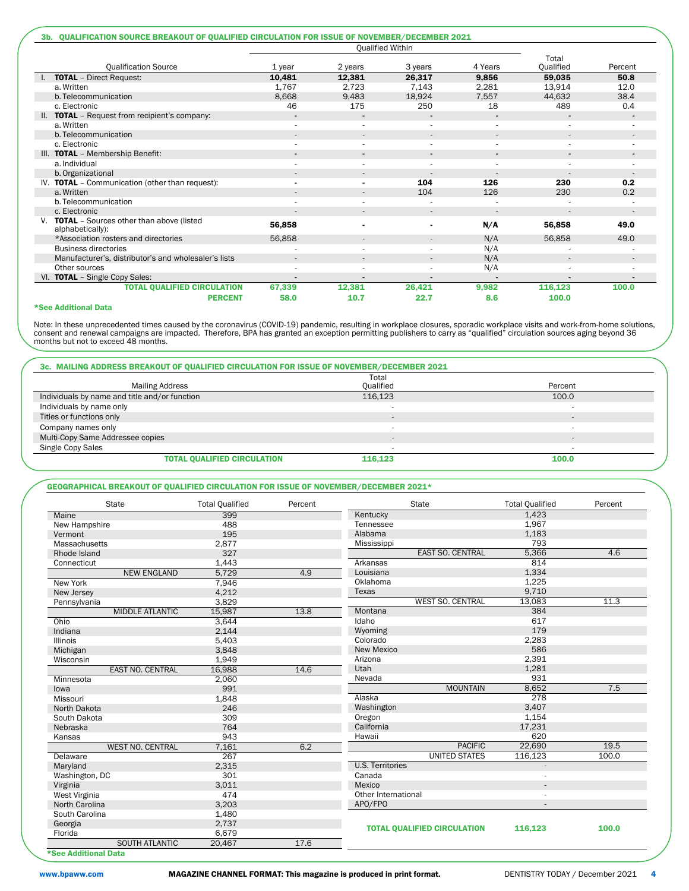## 3b. QUALIFICATION SOURCE BREAKOUT OF QUALIFIED CIRCULATION FOR ISSUE OF NOVEMBER/DECEMBER 2021

| Qualification Source | Qualified Within 1 year | 2 years | 3 years | 4 Years | Total Qualified | Percent |
|---|---|---|---|---|---|---|
| I. **TOTAL** – Direct Request: | **10,481** | **12,381** | **26,317** | **9,856** | **59,035** | **50.8** |
| a. Written | 1,767 | 2,723 | 7,143 | 2,281 | 13,914 | 12.0 |
| b. Telecommunication | 8,668 | 9,483 | 18,924 | 7,557 | 44,632 | 38.4 |
| c. Electronic | 46 | 175 | 250 | 18 | 489 | 0.4 |
| II. **TOTAL** – Request from recipient's company: | - | - | - | - | - | - |
| a. Written | - | - | - | - | - | - |
| b. Telecommunication | - | - | - | - | - | - |
| c. Electronic | - | - | - | - | - | - |
| III. **TOTAL** – Membership Benefit: | - | - | - | - | - | - |
| a. Individual | - | - | - | - | - | - |
| b. Organizational | - | - | - | - | - | - |
| IV. **TOTAL** – Communication (other than request): | - | - | **104** | **126** | **230** | **0.2** |
| a. Written | - | - | 104 | 126 | 230 | 0.2 |
| b. Telecommunication | - | - | - | - | - | - |
| c. Electronic | - | - | - | - | - | - |
| V. **TOTAL** – Sources other than above (listed alphabetically): | **56,858** | - | - | **N/A** | **56,858** | **49.0** |
| *Association rosters and directories | 56,858 | - | - | N/A | 56,858 | 49.0 |
| Business directories | - | - | - | N/A | - | - |
| Manufacturer's, distributor's and wholesaler's lists | - | - | - | N/A | - | - |
| Other sources | - | - | - | N/A | - | - |
| VI. **TOTAL** – Single Copy Sales: | - | - | - | - | - | - |
| **TOTAL QUALIFIED CIRCULATION** | **67,339** | **12,381** | **26,421** | **9,982** | **116,123** | **100.0** |
| **PERCENT** | **58.0** | **10.7** | **22.7** | **8.6** | **100.0** | |

***See Additional Data**

Note: In these unprecedented times caused by the coronavirus (COVID-19) pandemic, resulting in workplace closures, sporadic workplace visits and work-from-home solutions, consent and renewal campaigns are impacted. Therefore, BPA has granted an exception permitting publishers to carry as "qualified" circulation sources aging beyond 36 months but not to exceed 48 months.

## 3c. MAILING ADDRESS BREAKOUT OF QUALIFIED CIRCULATION FOR ISSUE OF NOVEMBER/DECEMBER 2021

| Mailing Address | Total Qualified | Percent |
|---|---|---|
| Individuals by name and title and/or function | 116,123 | 100.0 |
| Individuals by name only | - | - |
| Titles or functions only | - | - |
| Company names only | - | - |
| Multi-Copy Same Addressee copies | - | - |
| Single Copy Sales | - | - |
| **TOTAL QUALIFIED CIRCULATION** | **116,123** | **100.0** |

## GEOGRAPHICAL BREAKOUT OF QUALIFIED CIRCULATION FOR ISSUE OF NOVEMBER/DECEMBER 2021*

| State | Total Qualified | Percent |
|---|---|---|
| Maine | 399 | |
| New Hampshire | 488 | |
| Vermont | 195 | |
| Massachusetts | 2,877 | |
| Rhode Island | 327 | |
| Connecticut | 1,443 | |
| NEW ENGLAND | 5,729 | 4.9 |
| New York | 7,946 | |
| New Jersey | 4,212 | |
| Pennsylvania | 3,829 | |
| MIDDLE ATLANTIC | 15,987 | 13.8 |
| Ohio | 3,644 | |
| Indiana | 2,144 | |
| Illinois | 5,403 | |
| Michigan | 3,848 | |
| Wisconsin | 1,949 | |
| EAST NO. CENTRAL | 16,988 | 14.6 |
| Minnesota | 2,060 | |
| Iowa | 991 | |
| Missouri | 1,848 | |
| North Dakota | 246 | |
| South Dakota | 309 | |
| Nebraska | 764 | |
| Kansas | 943 | |
| WEST NO. CENTRAL | 7,161 | 6.2 |
| Delaware | 267 | |
| Maryland | 2,315 | |
| Washington, DC | 301 | |
| Virginia | 3,011 | |
| West Virginia | 474 | |
| North Carolina | 3,203 | |
| South Carolina | 1,480 | |
| Georgia | 2,737 | |
| Florida | 6,679 | |
| SOUTH ATLANTIC | 20,467 | 17.6 |
| Kentucky | 1,423 | |
| Tennessee | 1,967 | |
| Alabama | 1,183 | |
| Mississippi | 793 | |
| EAST SO. CENTRAL | 5,366 | 4.6 |
| Arkansas | 814 | |
| Louisiana | 1,334 | |
| Oklahoma | 1,225 | |
| Texas | 9,710 | |
| WEST SO. CENTRAL | 13,083 | 11.3 |
| Montana | 384 | |
| Idaho | 617 | |
| Wyoming | 179 | |
| Colorado | 2,283 | |
| New Mexico | 586 | |
| Arizona | 2,391 | |
| Utah | 1,281 | |
| Nevada | 931 | |
| MOUNTAIN | 8,652 | 7.5 |
| Alaska | 278 | |
| Washington | 3,407 | |
| Oregon | 1,154 | |
| California | 17,231 | |
| Hawaii | 620 | |
| PACIFIC | 22,690 | 19.5 |
| UNITED STATES | 116,123 | 100.0 |
| U.S. Territories | - | |
| Canada | - | |
| Mexico | - | |
| Other International | - | |
| APO/FPO | - | |
| **TOTAL QUALIFIED CIRCULATION** | **116,123** | **100.0** |

***See Additional Data**

www.bpaww.com — **MAGAZINE CHANNEL FORMAT: This magazine is produced in print format.**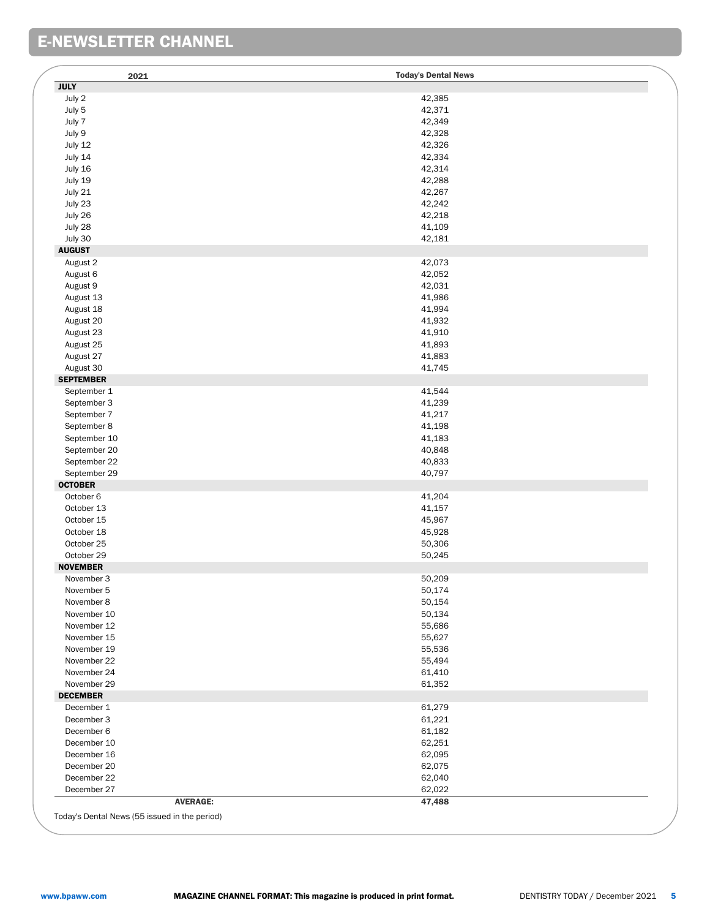## E-NEWSLETTER CHANNEL

| 2021 | Today's Dental News |
|---|---|
| **JULY** | |
| July 2 | 42,385 |
| July 5 | 42,371 |
| July 7 | 42,349 |
| July 9 | 42,328 |
| July 12 | 42,326 |
| July 14 | 42,334 |
| July 16 | 42,314 |
| July 19 | 42,288 |
| July 21 | 42,267 |
| July 23 | 42,242 |
| July 26 | 42,218 |
| July 28 | 41,109 |
| July 30 | 42,181 |
| **AUGUST** | |
| August 2 | 42,073 |
| August 6 | 42,052 |
| August 9 | 42,031 |
| August 13 | 41,986 |
| August 18 | 41,994 |
| August 20 | 41,932 |
| August 23 | 41,910 |
| August 25 | 41,893 |
| August 27 | 41,883 |
| August 30 | 41,745 |
| **SEPTEMBER** | |
| September 1 | 41,544 |
| September 3 | 41,239 |
| September 7 | 41,217 |
| September 8 | 41,198 |
| September 10 | 41,183 |
| September 20 | 40,848 |
| September 22 | 40,833 |
| September 29 | 40,797 |
| **OCTOBER** | |
| October 6 | 41,204 |
| October 13 | 41,157 |
| October 15 | 45,967 |
| October 18 | 45,928 |
| October 25 | 50,306 |
| October 29 | 50,245 |
| **NOVEMBER** | |
| November 3 | 50,209 |
| November 5 | 50,174 |
| November 8 | 50,154 |
| November 10 | 50,134 |
| November 12 | 55,686 |
| November 15 | 55,627 |
| November 19 | 55,536 |
| November 22 | 55,494 |
| November 24 | 61,410 |
| November 29 | 61,352 |
| **DECEMBER** | |
| December 1 | 61,279 |
| December 3 | 61,221 |
| December 6 | 61,182 |
| December 10 | 62,251 |
| December 16 | 62,095 |
| December 20 | 62,075 |
| December 22 | 62,040 |
| December 27 | 62,022 |
| **AVERAGE:** | **47,488** |

Today's Dental News (55 issued in the period)

www.bpaww.com

**MAGAZINE CHANNEL FORMAT: This magazine is produced in print format.**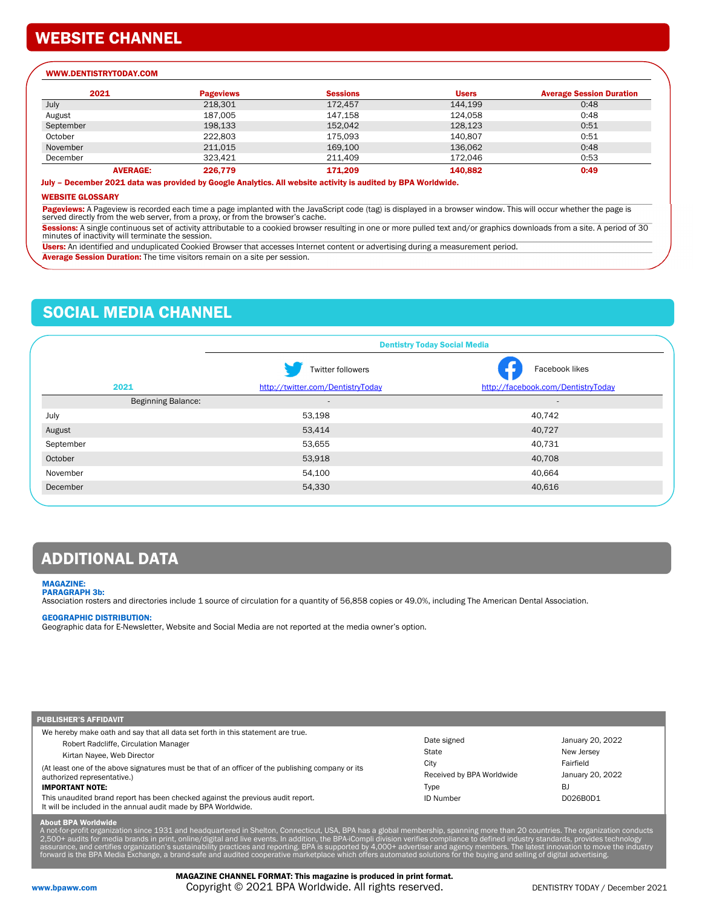## WEBSITE CHANNEL

**WWW.DENTISTRYTODAY.COM**

| 2021 | Pageviews | Sessions | Users | Average Session Duration |
|---|---|---|---|---|
| July | 218,301 | 172,457 | 144,199 | 0:48 |
| August | 187,005 | 147,158 | 124,058 | 0:48 |
| September | 198,133 | 152,042 | 128,123 | 0:51 |
| October | 222,803 | 175,093 | 140,807 | 0:51 |
| November | 211,015 | 169,100 | 136,062 | 0:48 |
| December | 323,421 | 211,409 | 172,046 | 0:53 |
| **AVERAGE:** | **226,779** | **171,209** | **140,882** | **0:49** |

**July – December 2021 data was provided by Google Analytics. All website activity is audited by BPA Worldwide.**

**WEBSITE GLOSSARY**

**Pageviews:** A Pageview is recorded each time a page implanted with the JavaScript code (tag) is displayed in a browser window. This will occur whether the page is served directly from the web server, from a proxy, or from the browser's cache.

**Sessions:** A single continuous set of activity attributable to a cookied browser resulting in one or more pulled text and/or graphics downloads from a site. A period of 30 minutes of inactivity will terminate the session.

**Users:** An identified and unduplicated Cookied Browser that accesses Internet content or advertising during a measurement period.

**Average Session Duration:** The time visitors remain on a site per session.

## SOCIAL MEDIA CHANNEL

| | Dentistry Today Social Media | |
|---|---|---|
| | Twitter followers | Facebook likes |
| 2021 | http://twitter.com/DentistryToday | http://facebook.com/DentistryToday |
| Beginning Balance: | - | - |
| July | 53,198 | 40,742 |
| August | 53,414 | 40,727 |
| September | 53,655 | 40,731 |
| October | 53,918 | 40,708 |
| November | 54,100 | 40,664 |
| December | 54,330 | 40,616 |

## ADDITIONAL DATA

**MAGAZINE:**
**PARAGRAPH 3b:**
Association rosters and directories include 1 source of circulation for a quantity of 56,858 copies or 49.0%, including The American Dental Association.

**GEOGRAPHIC DISTRIBUTION:**
Geographic data for E-Newsletter, Website and Social Media are not reported at the media owner's option.

**PUBLISHER'S AFFIDAVIT**

We hereby make oath and say that all data set forth in this statement are true.

Robert Radcliffe, Circulation Manager

Kirtan Nayee, Web Director

(At least one of the above signatures must be that of an officer of the publishing company or its authorized representative.)

**IMPORTANT NOTE:**
This unaudited brand report has been checked against the previous audit report.
It will be included in the annual audit made by BPA Worldwide.

| | |
|---|---|
| Date signed | January 20, 2022 |
| State | New Jersey |
| City | Fairfield |
| Received by BPA Worldwide | January 20, 2022 |
| Type | BJ |
| ID Number | D026B0D1 |

**About BPA Worldwide**
A not-for-profit organization since 1931 and headquartered in Shelton, Connecticut, USA, BPA has a global membership, spanning more than 20 countries. The organization conducts 2,500+ audits for media brands in print, online/digital and live events. In addition, the BPA-iCompli division verifies compliance to defined industry standards, provides technology assurance, and certifies organization's sustainability practices and reporting. BPA is supported by 4,000+ advertiser and agency members. The latest innovation to move the industry forward is the BPA Media Exchange, a brand-safe and audited cooperative marketplace which offers automated solutions for the buying and selling of digital advertising.

**MAGAZINE CHANNEL FORMAT: This magazine is produced in print format.**

www.bpaww.com

Copyright © 2021 BPA Worldwide. All rights reserved.

DENTISTRY TODAY / December 2021